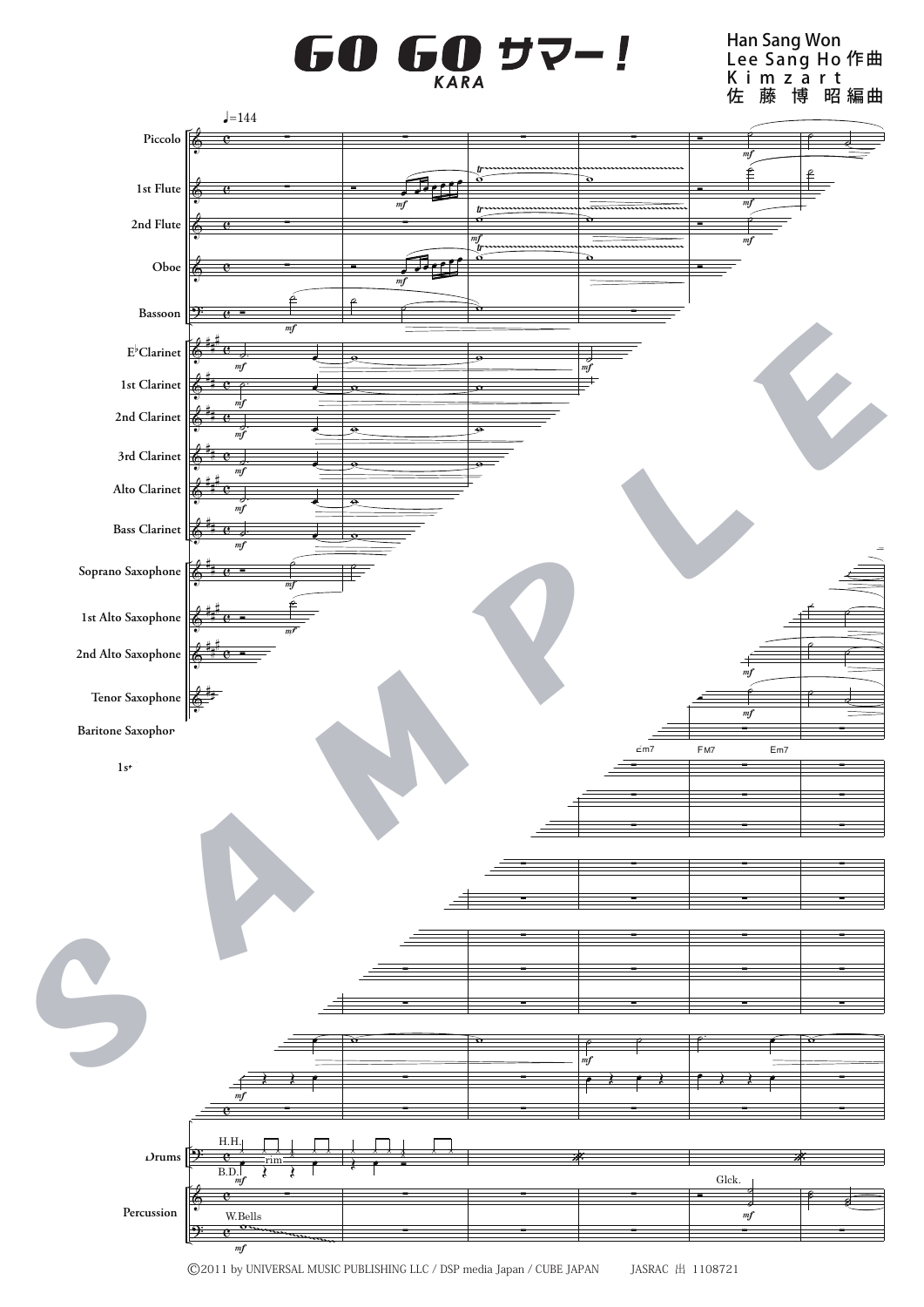# GO GO サマー!

*KARA*

Han Sang Won
Lee Sang Ho 作曲
Kimzart
佐藤博昭 編曲

♩=144

Piccolo
1st Flute
2nd Flute
Oboe
Bassoon
E♭Clarinet
1st Clarinet
2nd Clarinet
3rd Clarinet
Alto Clarinet
Bass Clarinet
Soprano Saxophone
1st Alto Saxophone
2nd Alto Saxophone
Tenor Saxophone
Baritone Saxophone

Em7 FM7 Em7

Drums
H.H.
rim
B.D.

Percussion
W.Bells
Glck.

©2011 by UNIVERSAL MUSIC PUBLISHING LLC / DSP media Japan / CUBE JAPAN　　JASRAC 出 1108721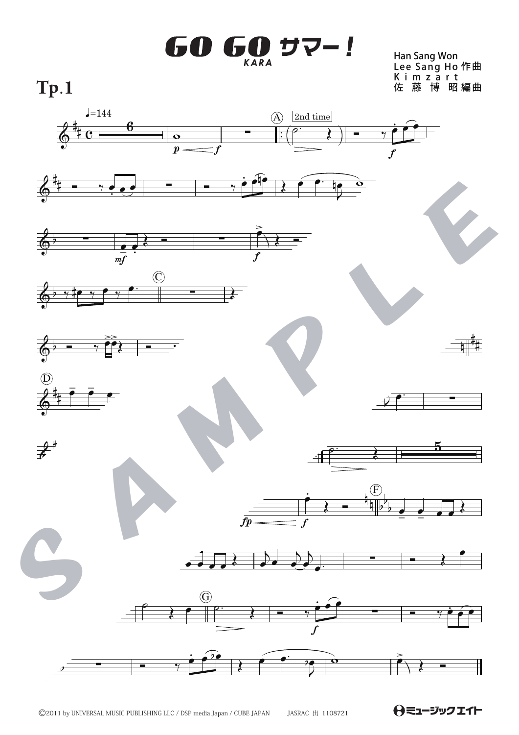# GO GO サマー！

KARA

Han Sang Won
Lee Sang Ho 作曲
Kimzart
佐藤博昭編曲

**Tp.1**

©2011 by UNIVERSAL MUSIC PUBLISHING LLC / DSP media Japan / CUBE JAPAN　　JASRAC 出 1108721

ミュージックエイト